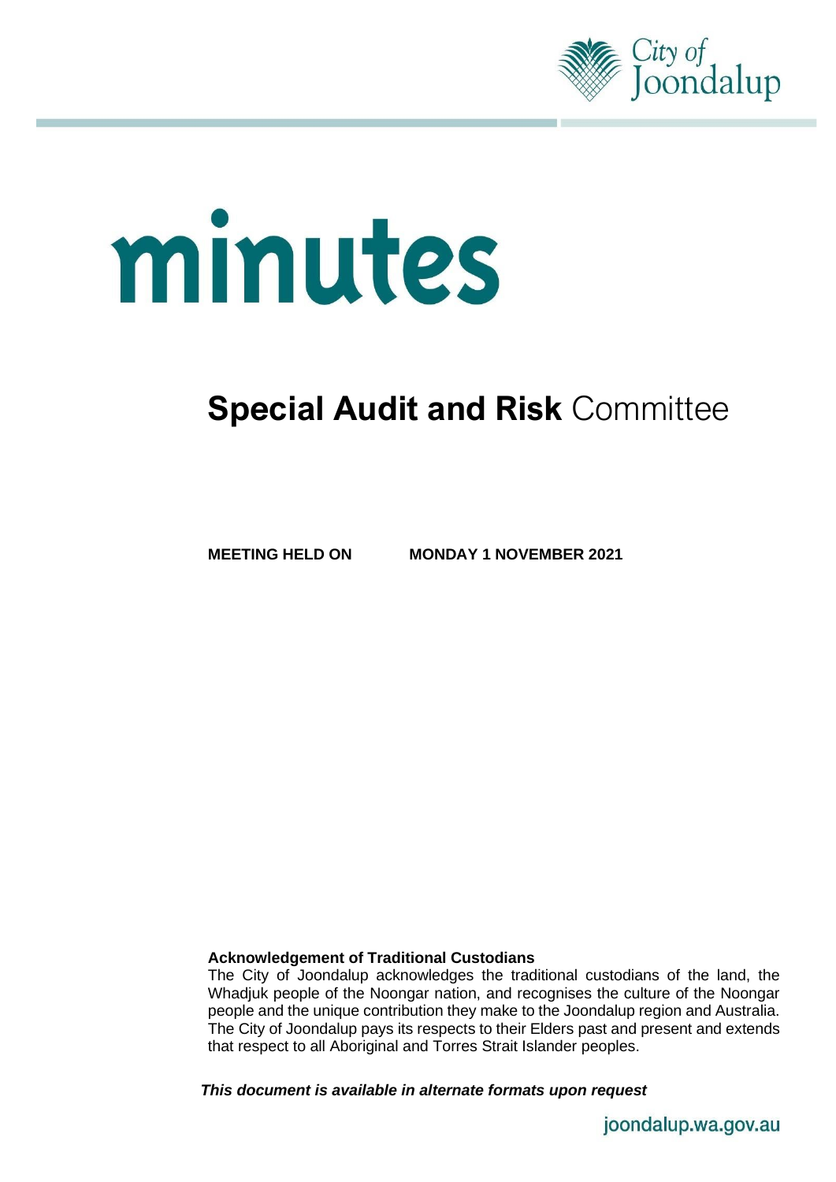City of Joondalup

# minutes

## Special Audit and Risk Committee

**MEETING HELD ON MONDAY 1 NOVEMBER 2021**

**Acknowledgement of Traditional Custodians**

The City of Joondalup acknowledges the traditional custodians of the land, the Whadjuk people of the Noongar nation, and recognises the culture of the Noongar people and the unique contribution they make to the Joondalup region and Australia. The City of Joondalup pays its respects to their Elders past and present and extends that respect to all Aboriginal and Torres Strait Islander peoples.

***This document is available in alternate formats upon request***

joondalup.wa.gov.au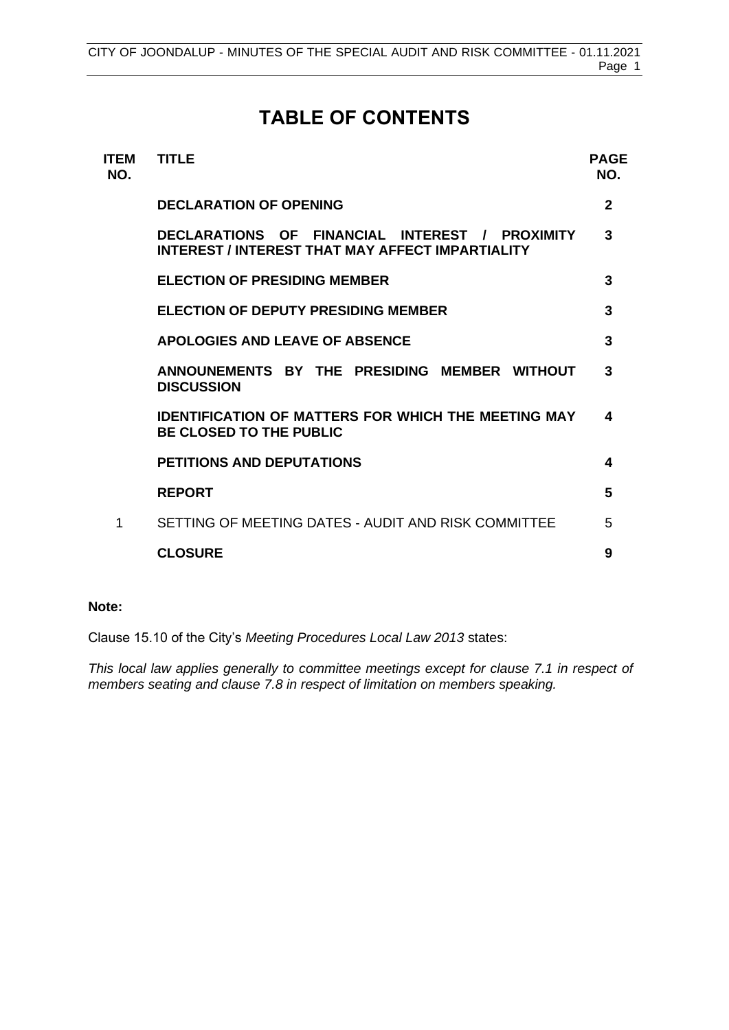# TABLE OF CONTENTS

| ITEM NO. | TITLE | PAGE NO. |
|---|---|---|
| | **DECLARATION OF OPENING** | **2** |
| | **DECLARATIONS OF FINANCIAL INTEREST / PROXIMITY INTEREST / INTEREST THAT MAY AFFECT IMPARTIALITY** | **3** |
| | **ELECTION OF PRESIDING MEMBER** | **3** |
| | **ELECTION OF DEPUTY PRESIDING MEMBER** | **3** |
| | **APOLOGIES AND LEAVE OF ABSENCE** | **3** |
| | **ANNOUNEMENTS BY THE PRESIDING MEMBER WITHOUT DISCUSSION** | **3** |
| | **IDENTIFICATION OF MATTERS FOR WHICH THE MEETING MAY BE CLOSED TO THE PUBLIC** | **4** |
| | **PETITIONS AND DEPUTATIONS** | **4** |
| | **REPORT** | **5** |
| 1 | SETTING OF MEETING DATES - AUDIT AND RISK COMMITTEE | 5 |
| | **CLOSURE** | **9** |

**Note:**

Clause 15.10 of the City's *Meeting Procedures Local Law 2013* states:

*This local law applies generally to committee meetings except for clause 7.1 in respect of members seating and clause 7.8 in respect of limitation on members speaking.*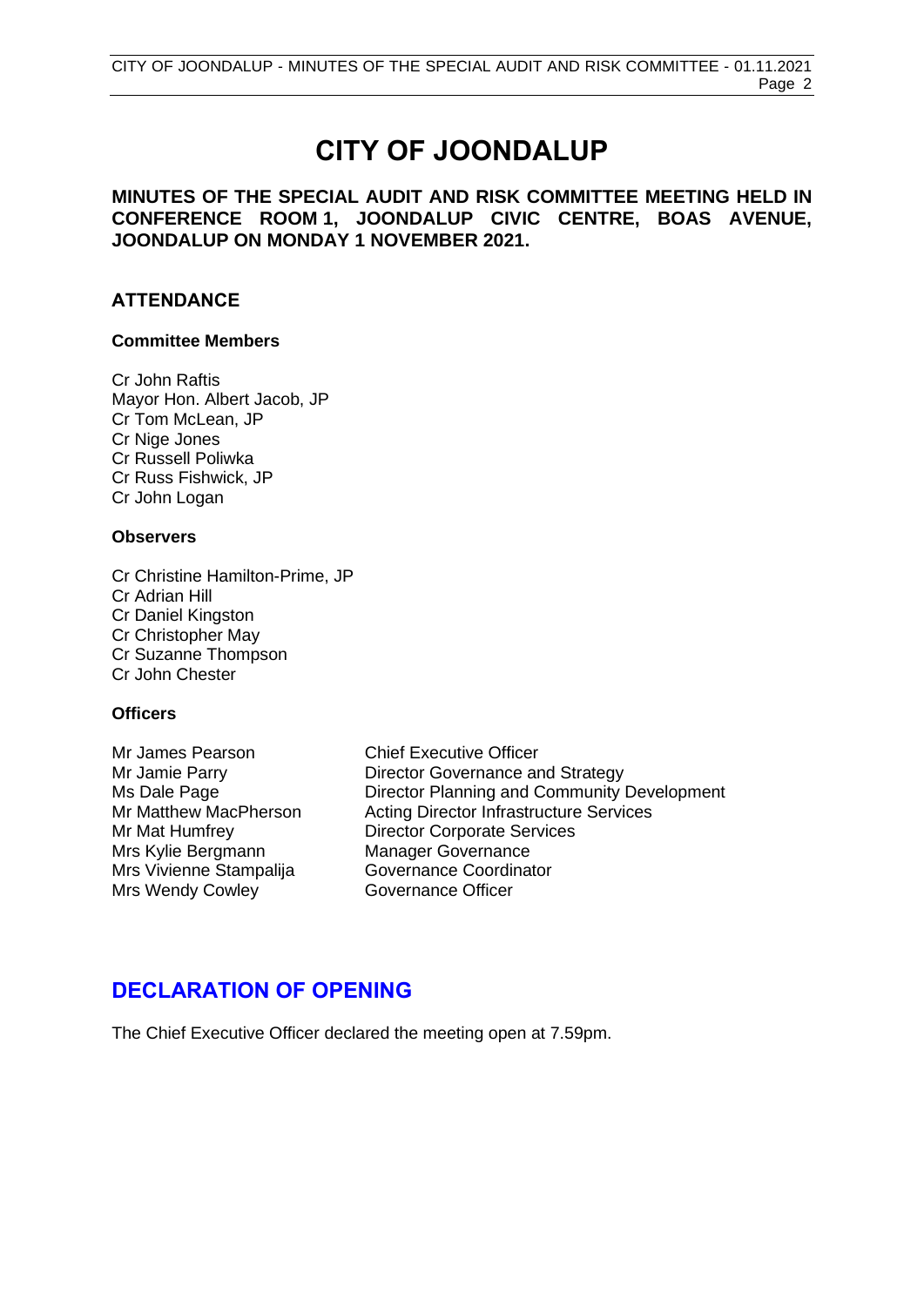# CITY OF JOONDALUP

**MINUTES OF THE SPECIAL AUDIT AND RISK COMMITTEE MEETING HELD IN CONFERENCE ROOM 1, JOONDALUP CIVIC CENTRE, BOAS AVENUE, JOONDALUP ON MONDAY 1 NOVEMBER 2021.**

## ATTENDANCE

### Committee Members

Cr John Raftis
Mayor Hon. Albert Jacob, JP
Cr Tom McLean, JP
Cr Nige Jones
Cr Russell Poliwka
Cr Russ Fishwick, JP
Cr John Logan

### Observers

Cr Christine Hamilton-Prime, JP
Cr Adrian Hill
Cr Daniel Kingston
Cr Christopher May
Cr Suzanne Thompson
Cr John Chester

### Officers

| | |
|---|---|
| Mr James Pearson | Chief Executive Officer |
| Mr Jamie Parry | Director Governance and Strategy |
| Ms Dale Page | Director Planning and Community Development |
| Mr Matthew MacPherson | Acting Director Infrastructure Services |
| Mr Mat Humfrey | Director Corporate Services |
| Mrs Kylie Bergmann | Manager Governance |
| Mrs Vivienne Stampalija | Governance Coordinator |
| Mrs Wendy Cowley | Governance Officer |

## DECLARATION OF OPENING

The Chief Executive Officer declared the meeting open at 7.59pm.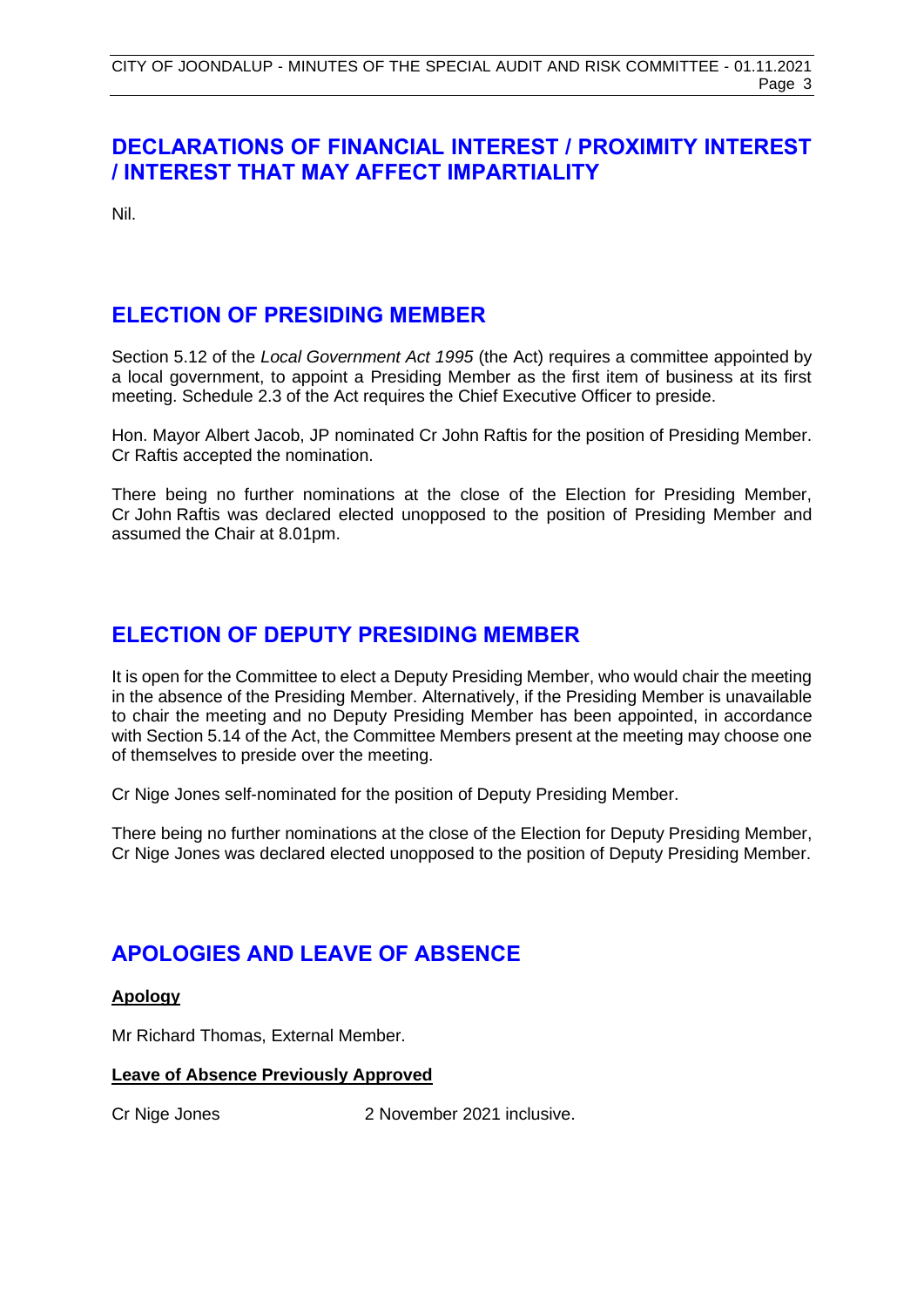## DECLARATIONS OF FINANCIAL INTEREST / PROXIMITY INTEREST / INTEREST THAT MAY AFFECT IMPARTIALITY

Nil.

## ELECTION OF PRESIDING MEMBER

Section 5.12 of the *Local Government Act 1995* (the Act) requires a committee appointed by a local government, to appoint a Presiding Member as the first item of business at its first meeting. Schedule 2.3 of the Act requires the Chief Executive Officer to preside.

Hon. Mayor Albert Jacob, JP nominated Cr John Raftis for the position of Presiding Member. Cr Raftis accepted the nomination.

There being no further nominations at the close of the Election for Presiding Member, Cr John Raftis was declared elected unopposed to the position of Presiding Member and assumed the Chair at 8.01pm.

## ELECTION OF DEPUTY PRESIDING MEMBER

It is open for the Committee to elect a Deputy Presiding Member, who would chair the meeting in the absence of the Presiding Member. Alternatively, if the Presiding Member is unavailable to chair the meeting and no Deputy Presiding Member has been appointed, in accordance with Section 5.14 of the Act, the Committee Members present at the meeting may choose one of themselves to preside over the meeting.

Cr Nige Jones self-nominated for the position of Deputy Presiding Member.

There being no further nominations at the close of the Election for Deputy Presiding Member, Cr Nige Jones was declared elected unopposed to the position of Deputy Presiding Member.

## APOLOGIES AND LEAVE OF ABSENCE

**Apology**

Mr Richard Thomas, External Member.

**Leave of Absence Previously Approved**

Cr Nige Jones 2 November 2021 inclusive.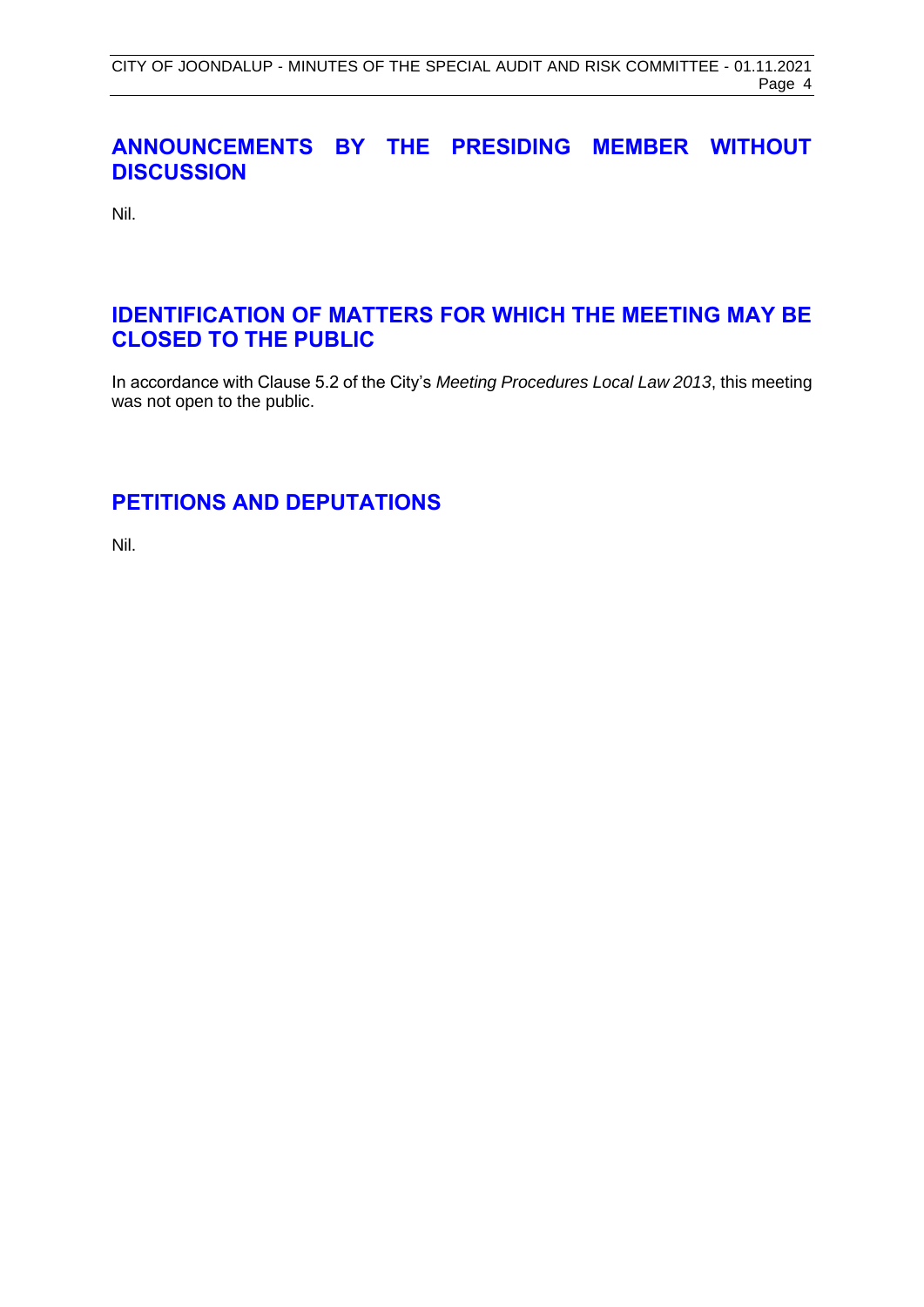## ANNOUNCEMENTS BY THE PRESIDING MEMBER WITHOUT DISCUSSION

Nil.

## IDENTIFICATION OF MATTERS FOR WHICH THE MEETING MAY BE CLOSED TO THE PUBLIC

In accordance with Clause 5.2 of the City's *Meeting Procedures Local Law 2013*, this meeting was not open to the public.

## PETITIONS AND DEPUTATIONS

Nil.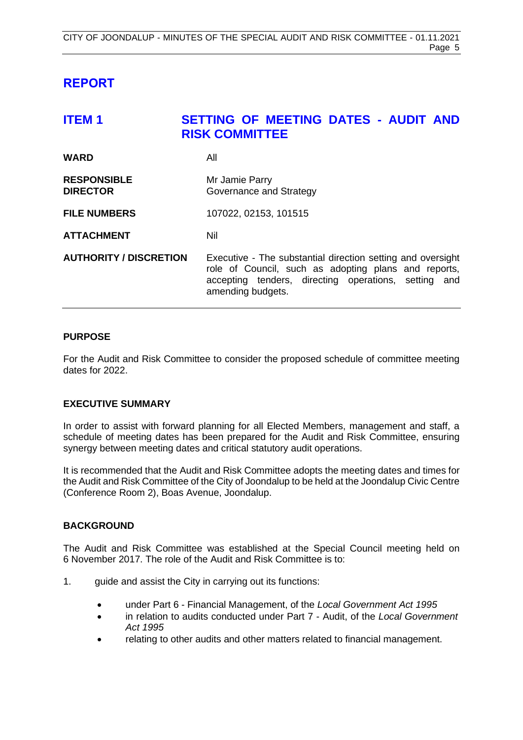# REPORT

## ITEM 1 SETTING OF MEETING DATES - AUDIT AND RISK COMMITTEE

| | |
|---|---|
| **WARD** | All |
| **RESPONSIBLE DIRECTOR** | Mr Jamie Parry<br>Governance and Strategy |
| **FILE NUMBERS** | 107022, 02153, 101515 |
| **ATTACHMENT** | Nil |
| **AUTHORITY / DISCRETION** | Executive - The substantial direction setting and oversight role of Council, such as adopting plans and reports, accepting tenders, directing operations, setting and amending budgets. |

### PURPOSE

For the Audit and Risk Committee to consider the proposed schedule of committee meeting dates for 2022.

### EXECUTIVE SUMMARY

In order to assist with forward planning for all Elected Members, management and staff, a schedule of meeting dates has been prepared for the Audit and Risk Committee, ensuring synergy between meeting dates and critical statutory audit operations.

It is recommended that the Audit and Risk Committee adopts the meeting dates and times for the Audit and Risk Committee of the City of Joondalup to be held at the Joondalup Civic Centre (Conference Room 2), Boas Avenue, Joondalup.

### BACKGROUND

The Audit and Risk Committee was established at the Special Council meeting held on 6 November 2017. The role of the Audit and Risk Committee is to:

1. guide and assist the City in carrying out its functions:
   - under Part 6 - Financial Management, of the *Local Government Act 1995*
   - in relation to audits conducted under Part 7 - Audit, of the *Local Government Act 1995*
   - relating to other audits and other matters related to financial management.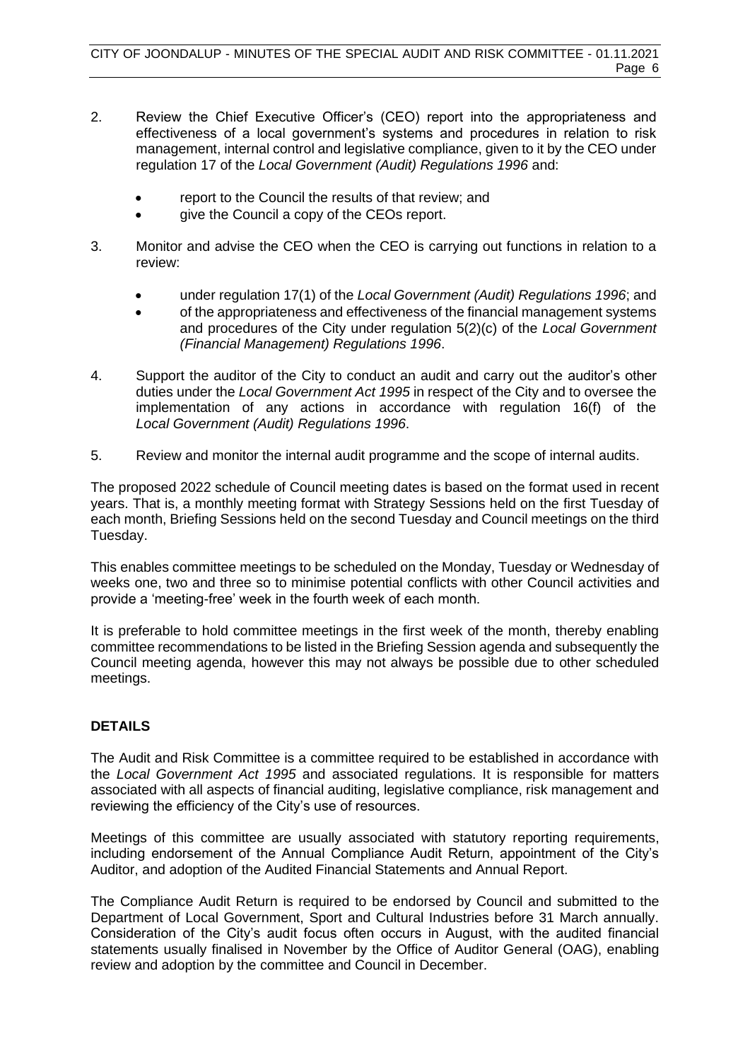2. Review the Chief Executive Officer's (CEO) report into the appropriateness and effectiveness of a local government's systems and procedures in relation to risk management, internal control and legislative compliance, given to it by the CEO under regulation 17 of the *Local Government (Audit) Regulations 1996* and:

    - report to the Council the results of that review; and
    - give the Council a copy of the CEOs report.

3. Monitor and advise the CEO when the CEO is carrying out functions in relation to a review:

    - under regulation 17(1) of the *Local Government (Audit) Regulations 1996*; and
    - of the appropriateness and effectiveness of the financial management systems and procedures of the City under regulation 5(2)(c) of the *Local Government (Financial Management) Regulations 1996*.

4. Support the auditor of the City to conduct an audit and carry out the auditor's other duties under the *Local Government Act 1995* in respect of the City and to oversee the implementation of any actions in accordance with regulation 16(f) of the *Local Government (Audit) Regulations 1996*.

5. Review and monitor the internal audit programme and the scope of internal audits.

The proposed 2022 schedule of Council meeting dates is based on the format used in recent years. That is, a monthly meeting format with Strategy Sessions held on the first Tuesday of each month, Briefing Sessions held on the second Tuesday and Council meetings on the third Tuesday.

This enables committee meetings to be scheduled on the Monday, Tuesday or Wednesday of weeks one, two and three so to minimise potential conflicts with other Council activities and provide a 'meeting-free' week in the fourth week of each month.

It is preferable to hold committee meetings in the first week of the month, thereby enabling committee recommendations to be listed in the Briefing Session agenda and subsequently the Council meeting agenda, however this may not always be possible due to other scheduled meetings.

## DETAILS

The Audit and Risk Committee is a committee required to be established in accordance with the *Local Government Act 1995* and associated regulations. It is responsible for matters associated with all aspects of financial auditing, legislative compliance, risk management and reviewing the efficiency of the City's use of resources.

Meetings of this committee are usually associated with statutory reporting requirements, including endorsement of the Annual Compliance Audit Return, appointment of the City's Auditor, and adoption of the Audited Financial Statements and Annual Report.

The Compliance Audit Return is required to be endorsed by Council and submitted to the Department of Local Government, Sport and Cultural Industries before 31 March annually. Consideration of the City's audit focus often occurs in August, with the audited financial statements usually finalised in November by the Office of Auditor General (OAG), enabling review and adoption by the committee and Council in December.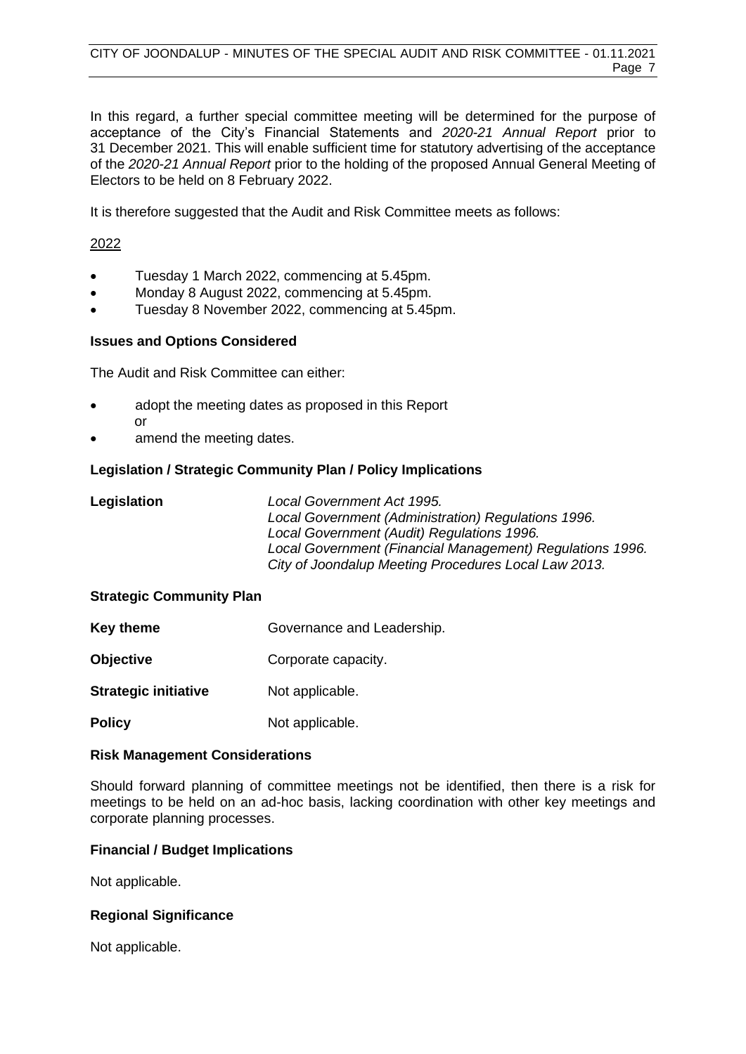In this regard, a further special committee meeting will be determined for the purpose of acceptance of the City's Financial Statements and *2020-21 Annual Report* prior to 31 December 2021. This will enable sufficient time for statutory advertising of the acceptance of the *2020-21 Annual Report* prior to the holding of the proposed Annual General Meeting of Electors to be held on 8 February 2022.

It is therefore suggested that the Audit and Risk Committee meets as follows:

<u>2022</u>

- Tuesday 1 March 2022, commencing at 5.45pm.
- Monday 8 August 2022, commencing at 5.45pm.
- Tuesday 8 November 2022, commencing at 5.45pm.

### Issues and Options Considered

The Audit and Risk Committee can either:

- adopt the meeting dates as proposed in this Report
  or
- amend the meeting dates.

### Legislation / Strategic Community Plan / Policy Implications

| | |
|---|---|
| **Legislation** | *Local Government Act 1995.*<br>*Local Government (Administration) Regulations 1996.*<br>*Local Government (Audit) Regulations 1996.*<br>*Local Government (Financial Management) Regulations 1996.*<br>*City of Joondalup Meeting Procedures Local Law 2013.* |

### Strategic Community Plan

| | |
|---|---|
| **Key theme** | Governance and Leadership. |
| **Objective** | Corporate capacity. |
| **Strategic initiative** | Not applicable. |
| **Policy** | Not applicable. |

### Risk Management Considerations

Should forward planning of committee meetings not be identified, then there is a risk for meetings to be held on an ad-hoc basis, lacking coordination with other key meetings and corporate planning processes.

### Financial / Budget Implications

Not applicable.

### Regional Significance

Not applicable.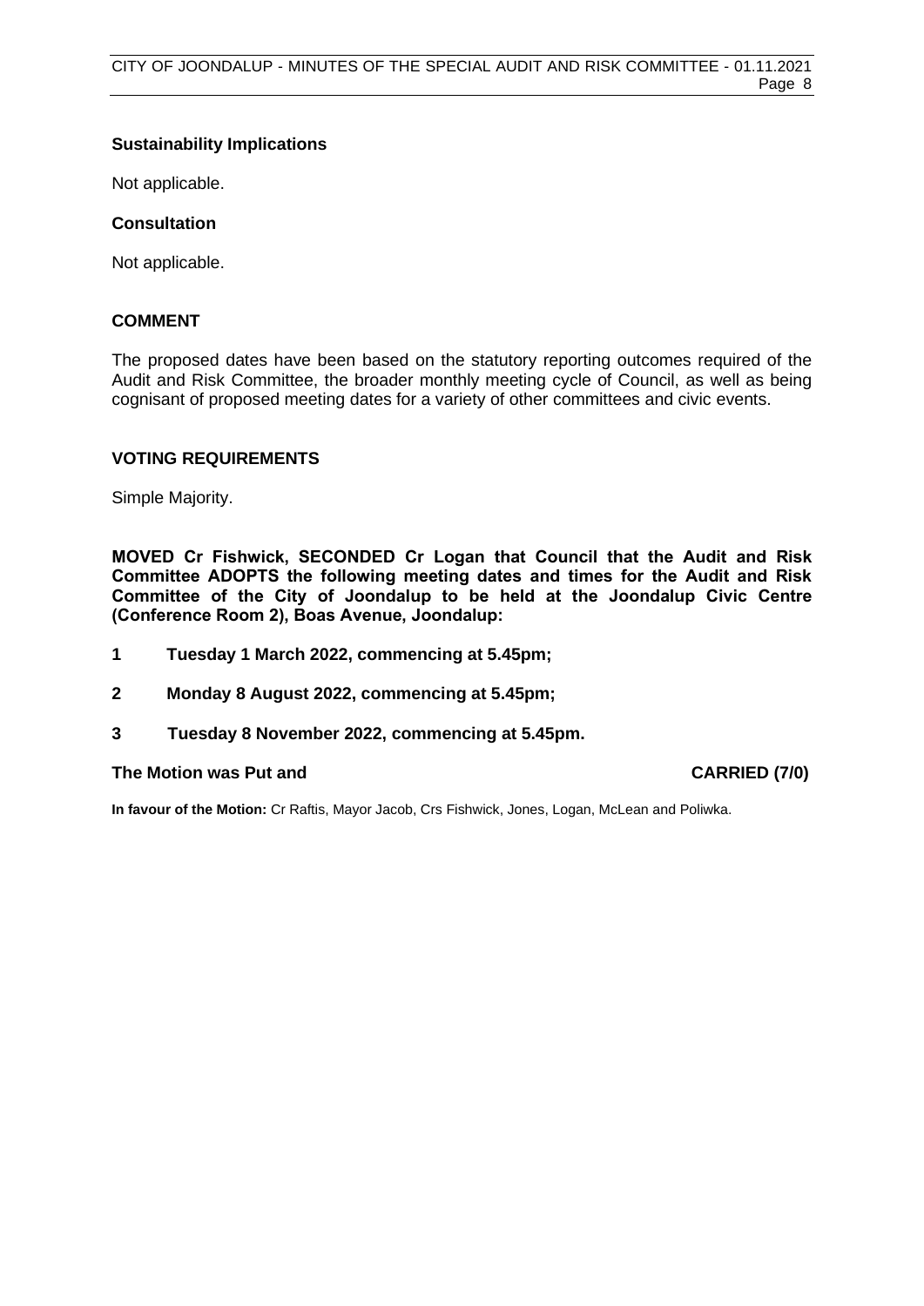### Sustainability Implications

Not applicable.

### Consultation

Not applicable.

## COMMENT

The proposed dates have been based on the statutory reporting outcomes required of the Audit and Risk Committee, the broader monthly meeting cycle of Council, as well as being cognisant of proposed meeting dates for a variety of other committees and civic events.

## VOTING REQUIREMENTS

Simple Majority.

**MOVED Cr Fishwick, SECONDED Cr Logan that Council that the Audit and Risk Committee ADOPTS the following meeting dates and times for the Audit and Risk Committee of the City of Joondalup to be held at the Joondalup Civic Centre (Conference Room 2), Boas Avenue, Joondalup:**

**1 Tuesday 1 March 2022, commencing at 5.45pm;**

**2 Monday 8 August 2022, commencing at 5.45pm;**

**3 Tuesday 8 November 2022, commencing at 5.45pm.**

**The Motion was Put and CARRIED (7/0)**

**In favour of the Motion:** Cr Raftis, Mayor Jacob, Crs Fishwick, Jones, Logan, McLean and Poliwka.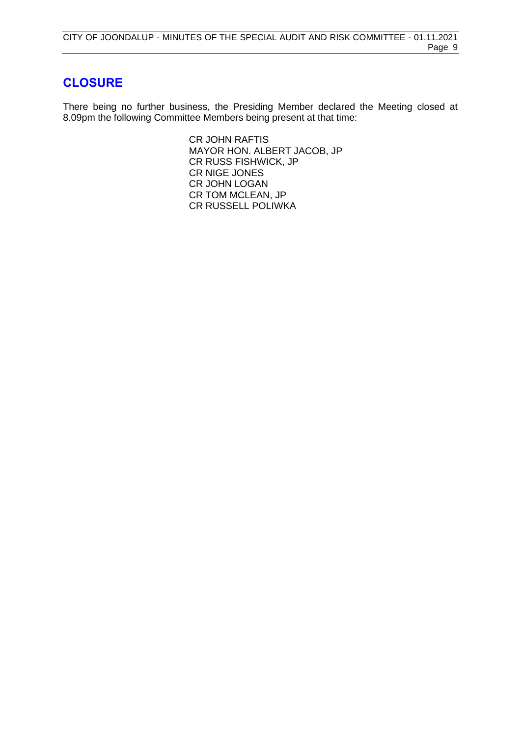## CLOSURE

There being no further business, the Presiding Member declared the Meeting closed at 8.09pm the following Committee Members being present at that time:

CR JOHN RAFTIS
MAYOR HON. ALBERT JACOB, JP
CR RUSS FISHWICK, JP
CR NIGE JONES
CR JOHN LOGAN
CR TOM MCLEAN, JP
CR RUSSELL POLIWKA